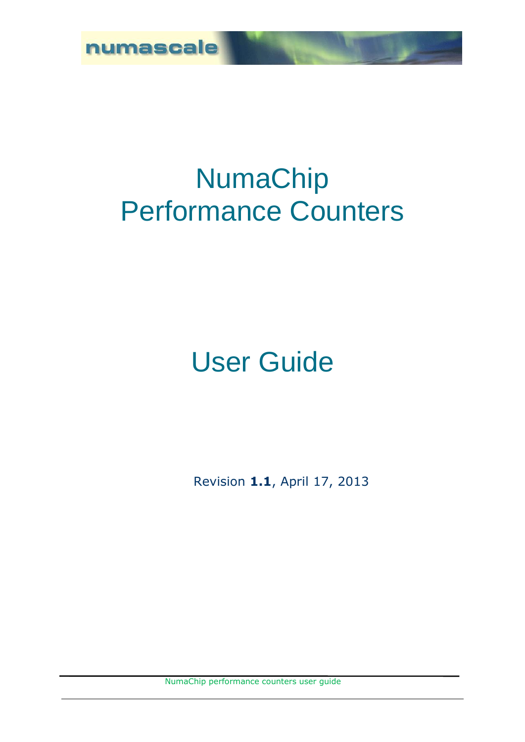numascale

# NumaChip Performance Counters

# User Guide

Revision **1.1**, April 17, 2013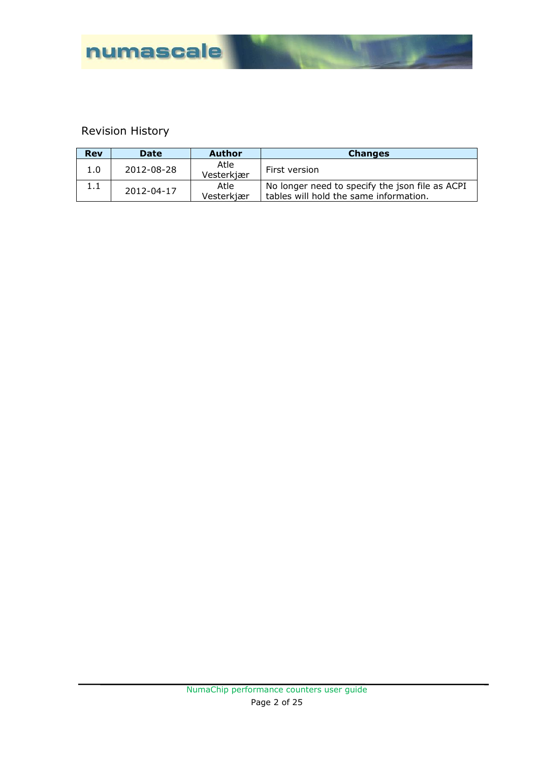# Revision History

| Rev | Date | Author | Changes |
| --- | --- | --- | --- |
| 1.0 | 2012-08-28 | Atle Vesterkjær | First version |
| 1.1 | 2012-04-17 | Atle Vesterkjær | No longer need to specify the json file as ACPI tables will hold the same information. |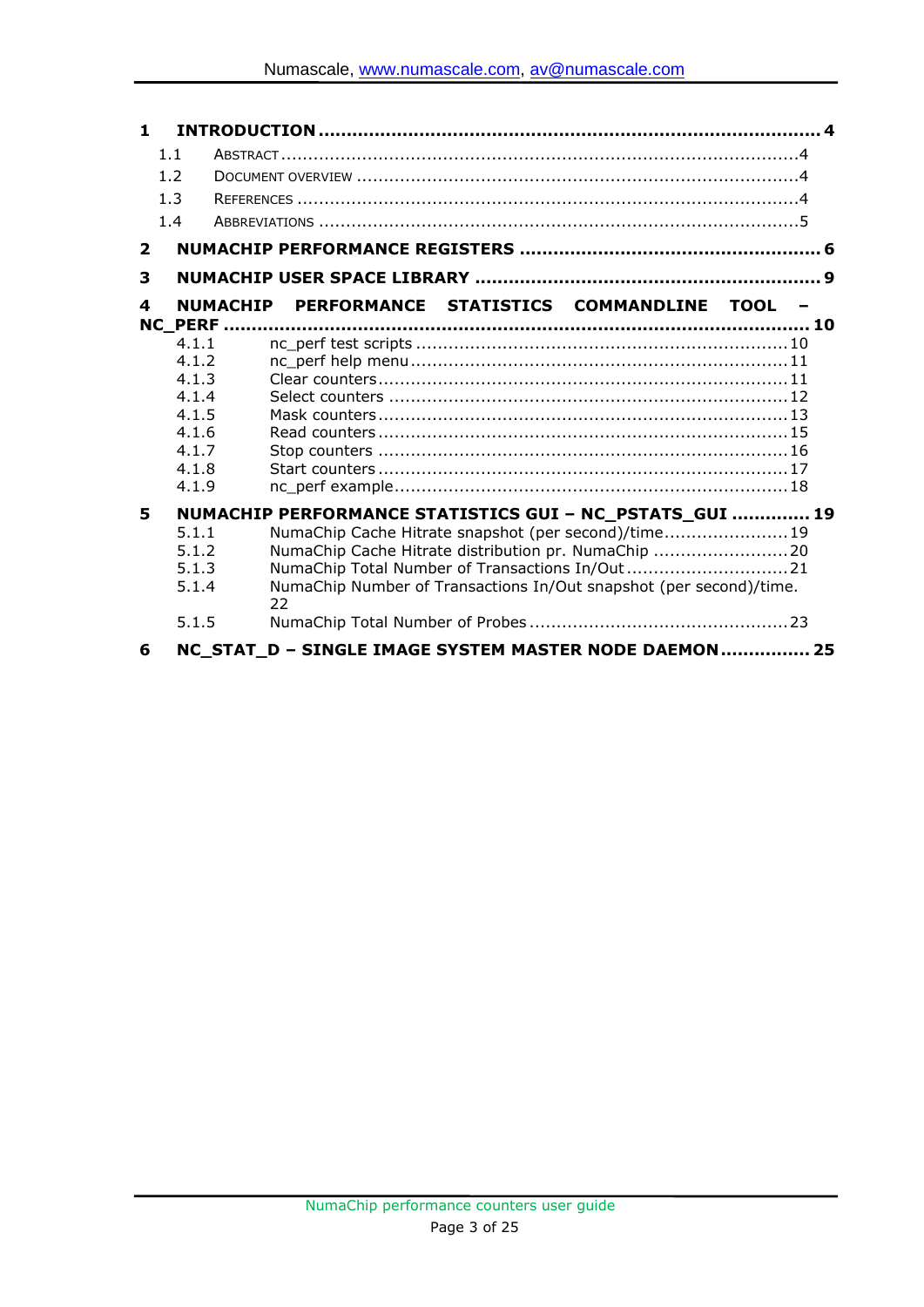1 **INTRODUCTION** ........................................................................................ **4**

- 1.1 ABSTRACT ................................................................................................4
- 1.2 DOCUMENT OVERVIEW ..............................................................................4
- 1.3 REFERENCES ............................................................................................4
- 1.4 ABBREVIATIONS ........................................................................................5

2 **NUMACHIP PERFORMANCE REGISTERS** ..................................................... **6**

3 **NUMACHIP USER SPACE LIBRARY** ............................................................. **9**

4 **NUMACHIP PERFORMANCE STATISTICS COMMANDLINE TOOL – NC_PERF** ........................................................................................... **10**

- 4.1.1 nc_perf test scripts ..................................................................... 10
- 4.1.2 nc_perf help menu ...................................................................... 11
- 4.1.3 Clear counters ............................................................................ 11
- 4.1.4 Select counters ........................................................................... 12
- 4.1.5 Mask counters ............................................................................ 13
- 4.1.6 Read counters ............................................................................ 15
- 4.1.7 Stop counters ............................................................................ 16
- 4.1.8 Start counters ............................................................................ 17
- 4.1.9 nc_perf example ......................................................................... 18

5 **NUMACHIP PERFORMANCE STATISTICS GUI – NC_PSTATS_GUI** ............. **19**

- 5.1.1 NumaChip Cache Hitrate snapshot (per second)/time ....................... 19
- 5.1.2 NumaChip Cache Hitrate distribution pr. NumaChip ......................... 20
- 5.1.3 NumaChip Total Number of Transactions In/Out .............................. 21
- 5.1.4 NumaChip Number of Transactions In/Out snapshot (per second)/time. 22
- 5.1.5 NumaChip Total Number of Probes ................................................ 23

6 **NC_STAT_D – SINGLE IMAGE SYSTEM MASTER NODE DAEMON** ................ **25**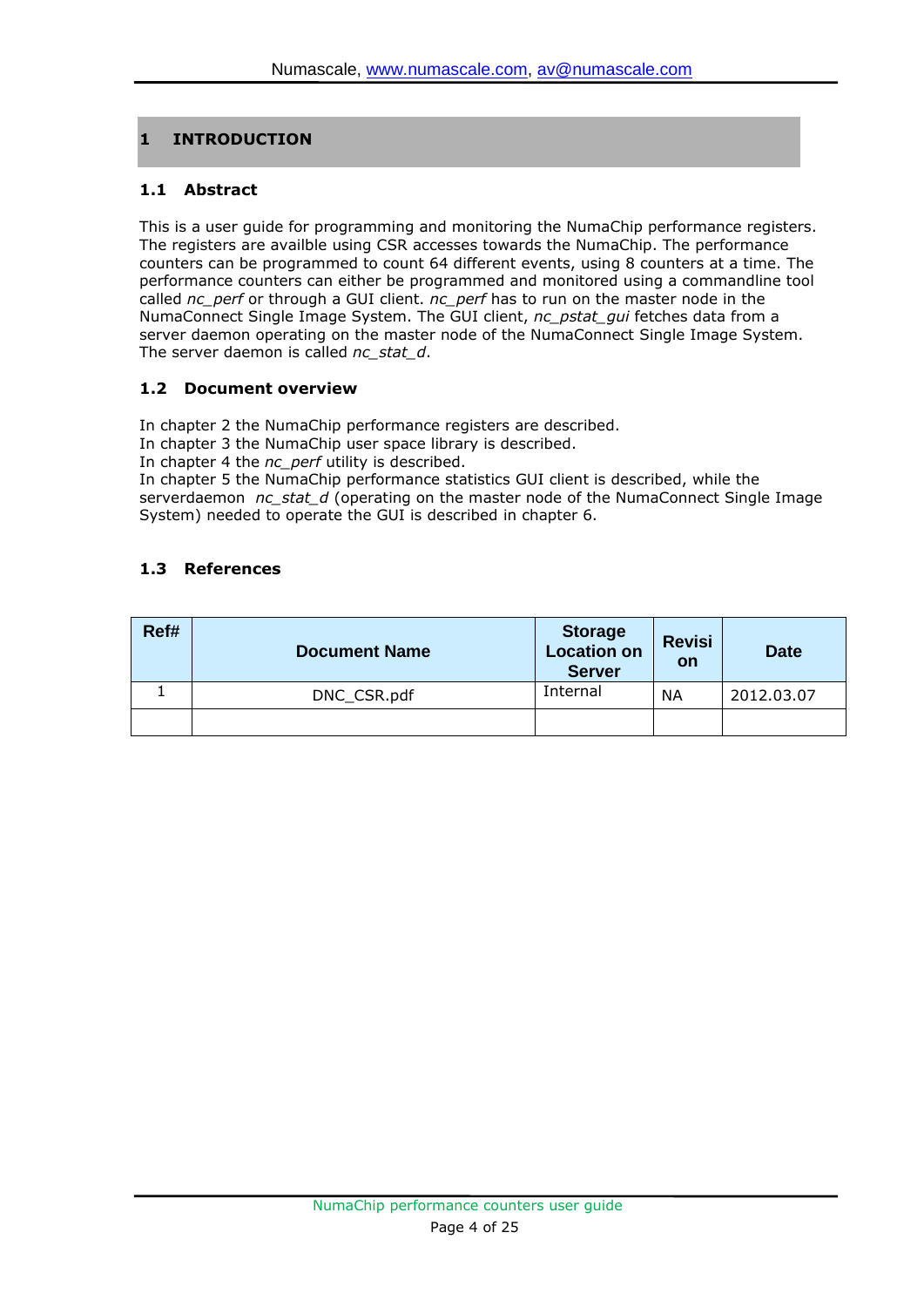# 1 INTRODUCTION

## 1.1 Abstract

This is a user guide for programming and monitoring the NumaChip performance registers. The registers are availble using CSR accesses towards the NumaChip. The performance counters can be programmed to count 64 different events, using 8 counters at a time. The performance counters can either be programmed and monitored using a commandline tool called *nc_perf* or through a GUI client. *nc_perf* has to run on the master node in the NumaConnect Single Image System. The GUI client, *nc_pstat_gui* fetches data from a server daemon operating on the master node of the NumaConnect Single Image System. The server daemon is called *nc_stat_d*.

## 1.2 Document overview

In chapter 2 the NumaChip performance registers are described.
In chapter 3 the NumaChip user space library is described.
In chapter 4 the *nc_perf* utility is described.
In chapter 5 the NumaChip performance statistics GUI client is described, while the serverdaemon *nc_stat_d* (operating on the master node of the NumaConnect Single Image System) needed to operate the GUI is described in chapter 6.

## 1.3 References

| Ref# | Document Name | Storage Location on Server | Revision | Date |
|---|---|---|---|---|
| 1 | DNC_CSR.pdf | Internal | NA | 2012.03.07 |
| | | | | |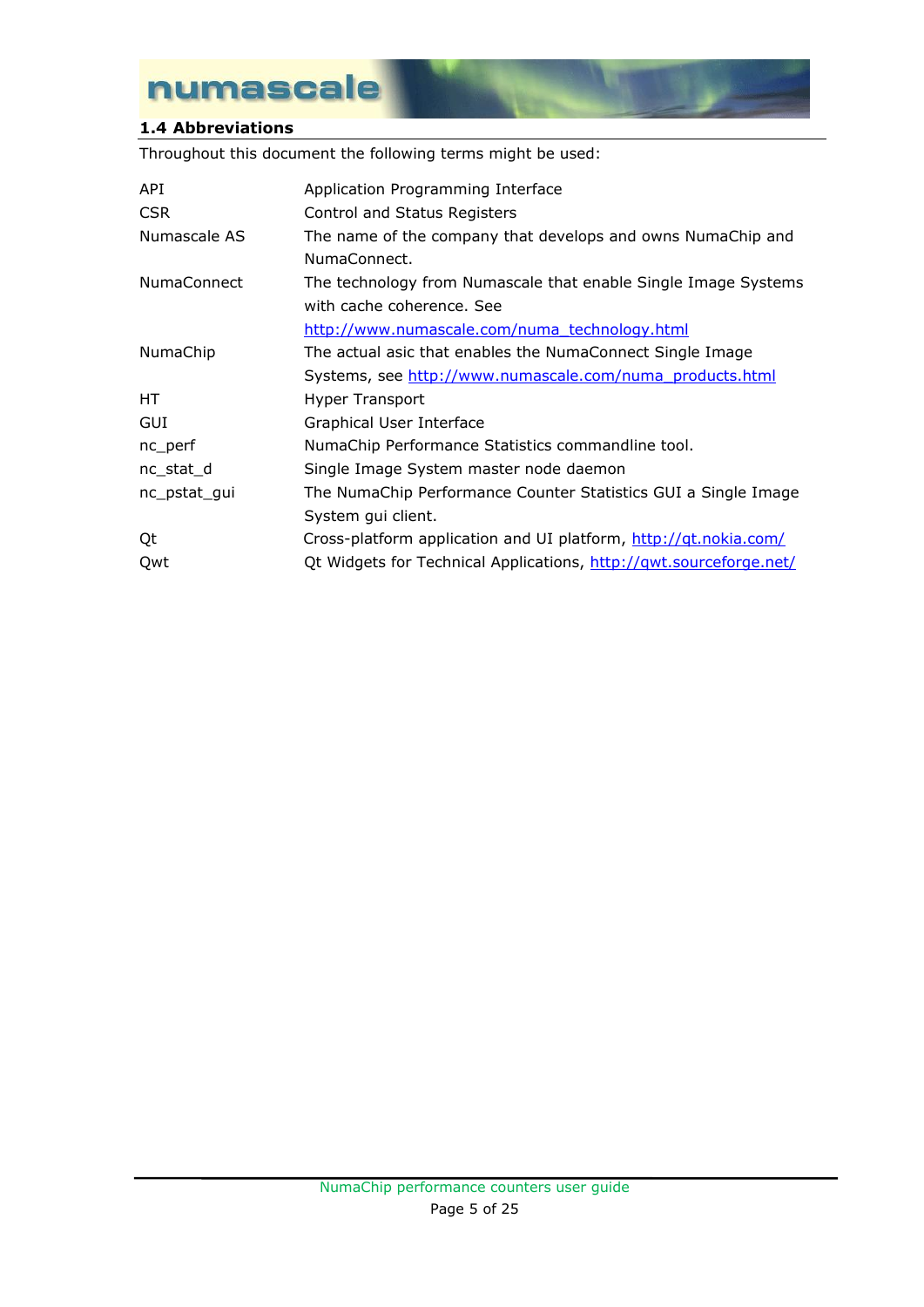### 1.4 Abbreviations

Throughout this document the following terms might be used:

| | |
|---|---|
| API | Application Programming Interface |
| CSR | Control and Status Registers |
| Numascale AS | The name of the company that develops and owns NumaChip and NumaConnect. |
| NumaConnect | The technology from Numascale that enable Single Image Systems with cache coherence. See http://www.numascale.com/numa_technology.html |
| NumaChip | The actual asic that enables the NumaConnect Single Image Systems, see http://www.numascale.com/numa_products.html |
| HT | Hyper Transport |
| GUI | Graphical User Interface |
| nc_perf | NumaChip Performance Statistics commandline tool. |
| nc_stat_d | Single Image System master node daemon |
| nc_pstat_gui | The NumaChip Performance Counter Statistics GUI a Single Image System gui client. |
| Qt | Cross-platform application and UI platform, http://qt.nokia.com/ |
| Qwt | Qt Widgets for Technical Applications, http://qwt.sourceforge.net/ |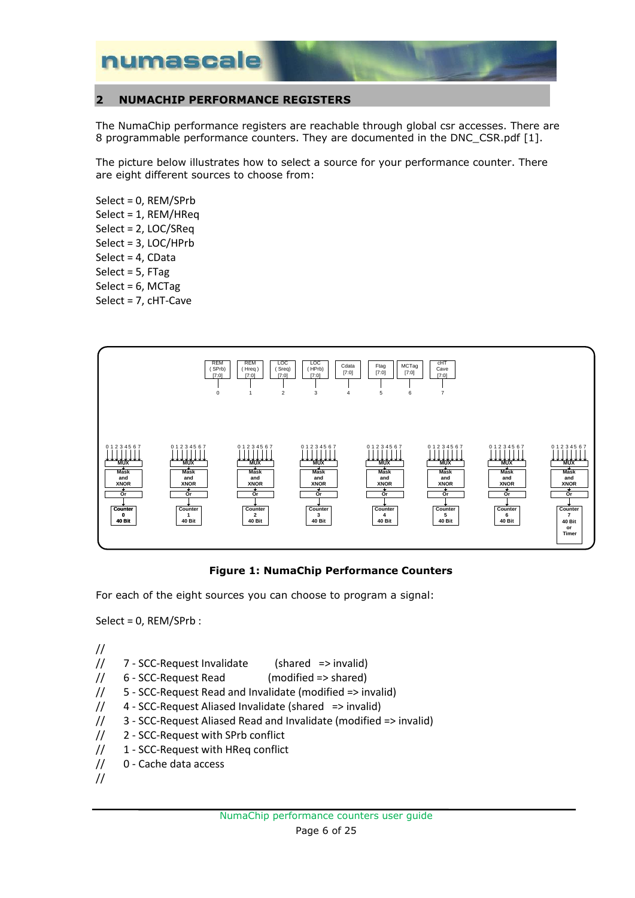## 2 NUMACHIP PERFORMANCE REGISTERS

The NumaChip performance registers are reachable through global csr accesses. There are 8 programmable performance counters. They are documented in the DNC_CSR.pdf [1].

The picture below illustrates how to select a source for your performance counter. There are eight different sources to choose from:

Select = 0, REM/SPrb
Select = 1, REM/HReq
Select = 2, LOC/SReq
Select = 3, LOC/HPrb
Select = 4, CData
Select = 5, FTag
Select = 6, MCTag
Select = 7, cHT-Cave

**Figure 1: NumaChip Performance Counters**

For each of the eight sources you can choose to program a signal:

Select = 0, REM/SPrb :

```
//
//     7 - SCC-Request Invalidate        (shared  => invalid)
//     6 - SCC-Request Read              (modified => shared)
//     5 - SCC-Request Read and Invalidate (modified => invalid)
//     4 - SCC-Request Aliased Invalidate (shared  => invalid)
//     3 - SCC-Request Aliased Read and Invalidate (modified => invalid)
//     2 - SCC-Request with SPrb conflict
//     1 - SCC-Request with HReq conflict
//     0 - Cache data access
//
```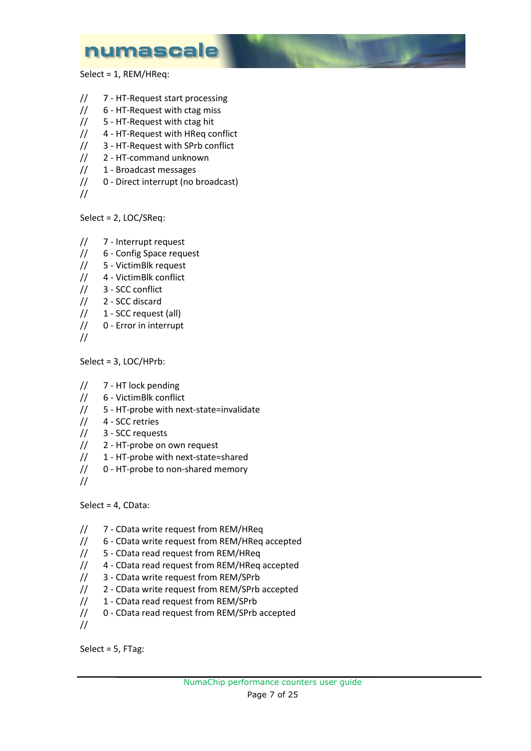Select = 1, REM/HReq:

```
//      7 - HT-Request start processing
//      6 - HT-Request with ctag miss
//      5 - HT-Request with ctag hit
//      4 - HT-Request with HReq conflict
//      3 - HT-Request with SPrb conflict
//      2 - HT-command unknown
//      1 - Broadcast messages
//      0 - Direct interrupt (no broadcast)
//
```

Select = 2, LOC/SReq:

```
//      7 - Interrupt request
//      6 - Config Space request
//      5 - VictimBlk request
//      4 - VictimBlk conflict
//      3 - SCC conflict
//      2 - SCC discard
//      1 - SCC request (all)
//      0 - Error in interrupt
//
```

Select = 3, LOC/HPrb:

```
//      7 - HT lock pending
//      6 - VictimBlk conflict
//      5 - HT-probe with next-state=invalidate
//      4 - SCC retries
//      3 - SCC requests
//      2 - HT-probe on own request
//      1 - HT-probe with next-state=shared
//      0 - HT-probe to non-shared memory
//
```

Select = 4, CData:

```
//      7 - CData write request from REM/HReq
//      6 - CData write request from REM/HReq accepted
//      5 - CData read request from REM/HReq
//      4 - CData read request from REM/HReq accepted
//      3 - CData write request from REM/SPrb
//      2 - CData write request from REM/SPrb accepted
//      1 - CData read request from REM/SPrb
//      0 - CData read request from REM/SPrb accepted
//
```

Select = 5, FTag: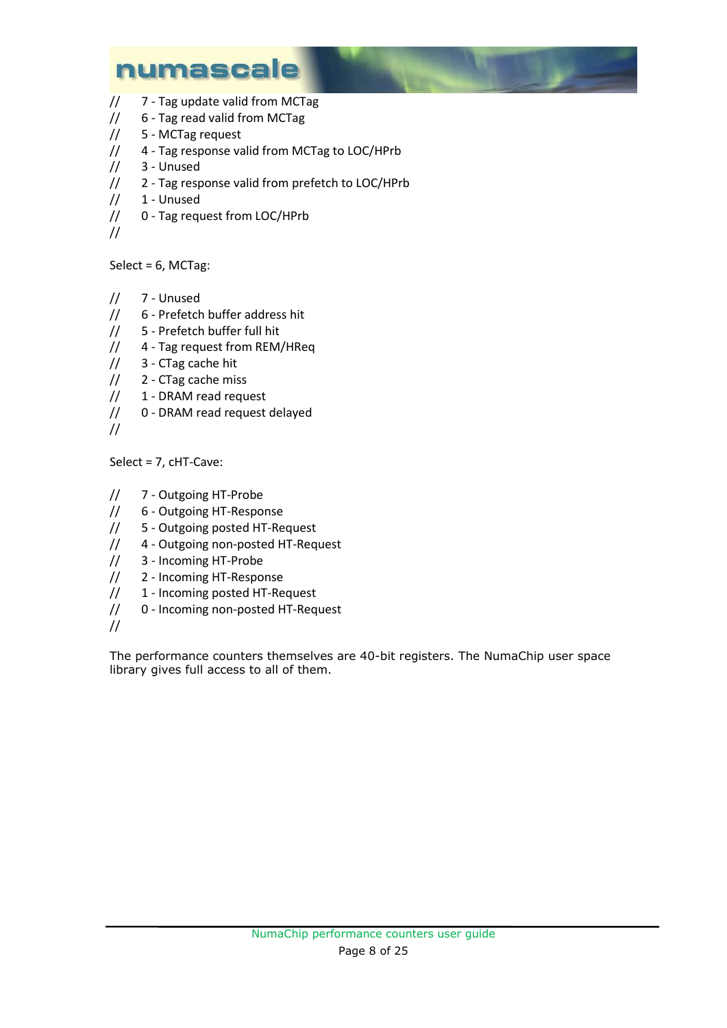```
//      7 - Tag update valid from MCTag
//      6 - Tag read valid from MCTag
//      5 - MCTag request
//      4 - Tag response valid from MCTag to LOC/HPrb
//      3 - Unused
//      2 - Tag response valid from prefetch to LOC/HPrb
//      1 - Unused
//      0 - Tag request from LOC/HPrb
//
```

Select = 6, MCTag:

```
//      7 - Unused
//      6 - Prefetch buffer address hit
//      5 - Prefetch buffer full hit
//      4 - Tag request from REM/HReq
//      3 - CTag cache hit
//      2 - CTag cache miss
//      1 - DRAM read request
//      0 - DRAM read request delayed
//
```

Select = 7, cHT-Cave:

```
//      7 - Outgoing HT-Probe
//      6 - Outgoing HT-Response
//      5 - Outgoing posted HT-Request
//      4 - Outgoing non-posted HT-Request
//      3 - Incoming HT-Probe
//      2 - Incoming HT-Response
//      1 - Incoming posted HT-Request
//      0 - Incoming non-posted HT-Request
//
```

The performance counters themselves are 40-bit registers. The NumaChip user space library gives full access to all of them.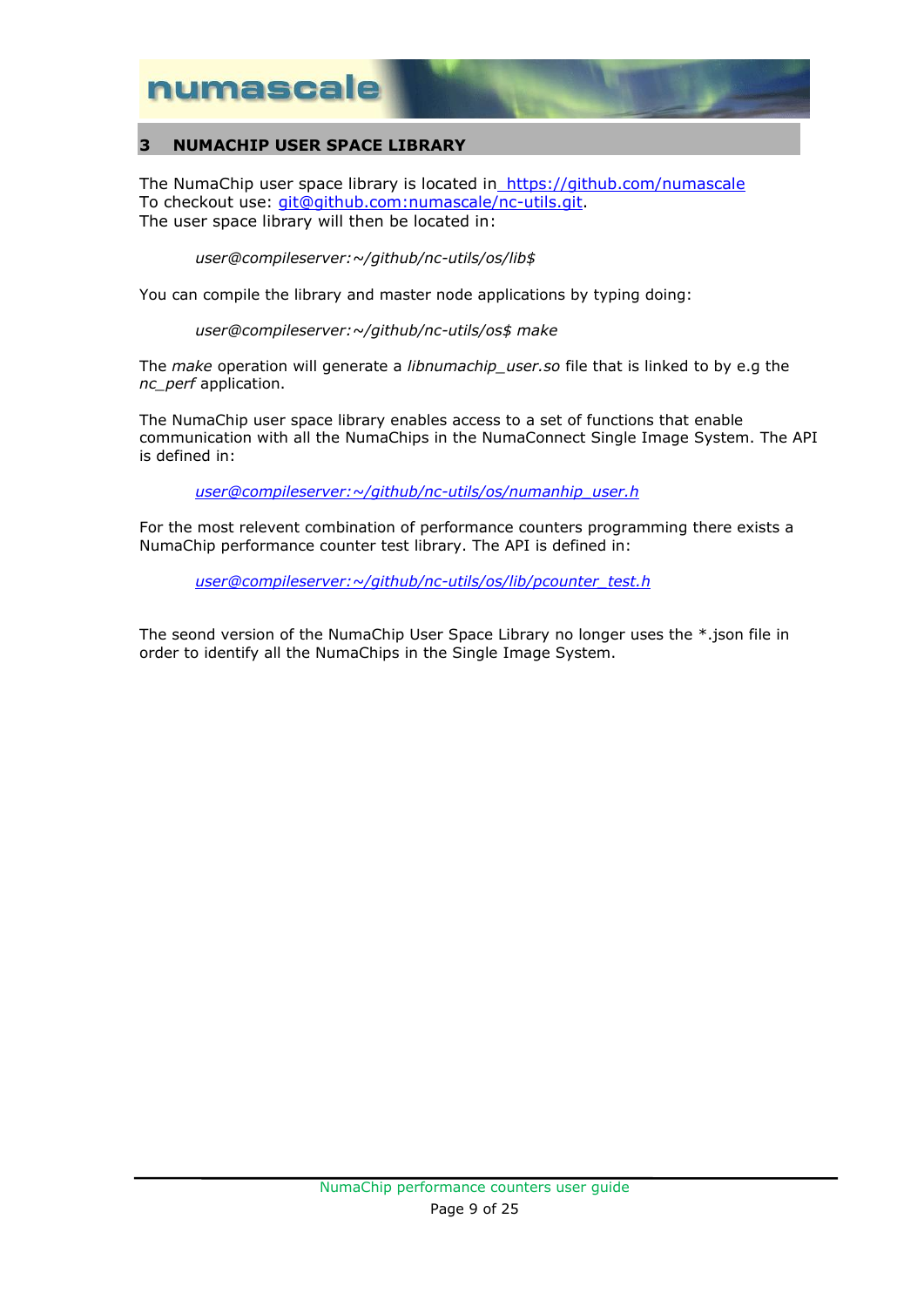## 3 NUMACHIP USER SPACE LIBRARY

The NumaChip user space library is located in [https://github.com/numascale](https://github.com/numascale)
To checkout use: git@github.com:numascale/nc-utils.git.
The user space library will then be located in:

*user@compileserver:~/github/nc-utils/os/lib$*

You can compile the library and master node applications by typing doing:

*user@compileserver:~/github/nc-utils/os$ make*

The *make* operation will generate a *libnumachip_user.so* file that is linked to by e.g the *nc_perf* application.

The NumaChip user space library enables access to a set of functions that enable communication with all the NumaChips in the NumaConnect Single Image System. The API is defined in:

*user@compileserver:~/github/nc-utils/os/numanhip_user.h*

For the most relevent combination of performance counters programming there exists a NumaChip performance counter test library. The API is defined in:

*user@compileserver:~/github/nc-utils/os/lib/pcounter_test.h*

The seond version of the NumaChip User Space Library no longer uses the *.json file in order to identify all the NumaChips in the Single Image System.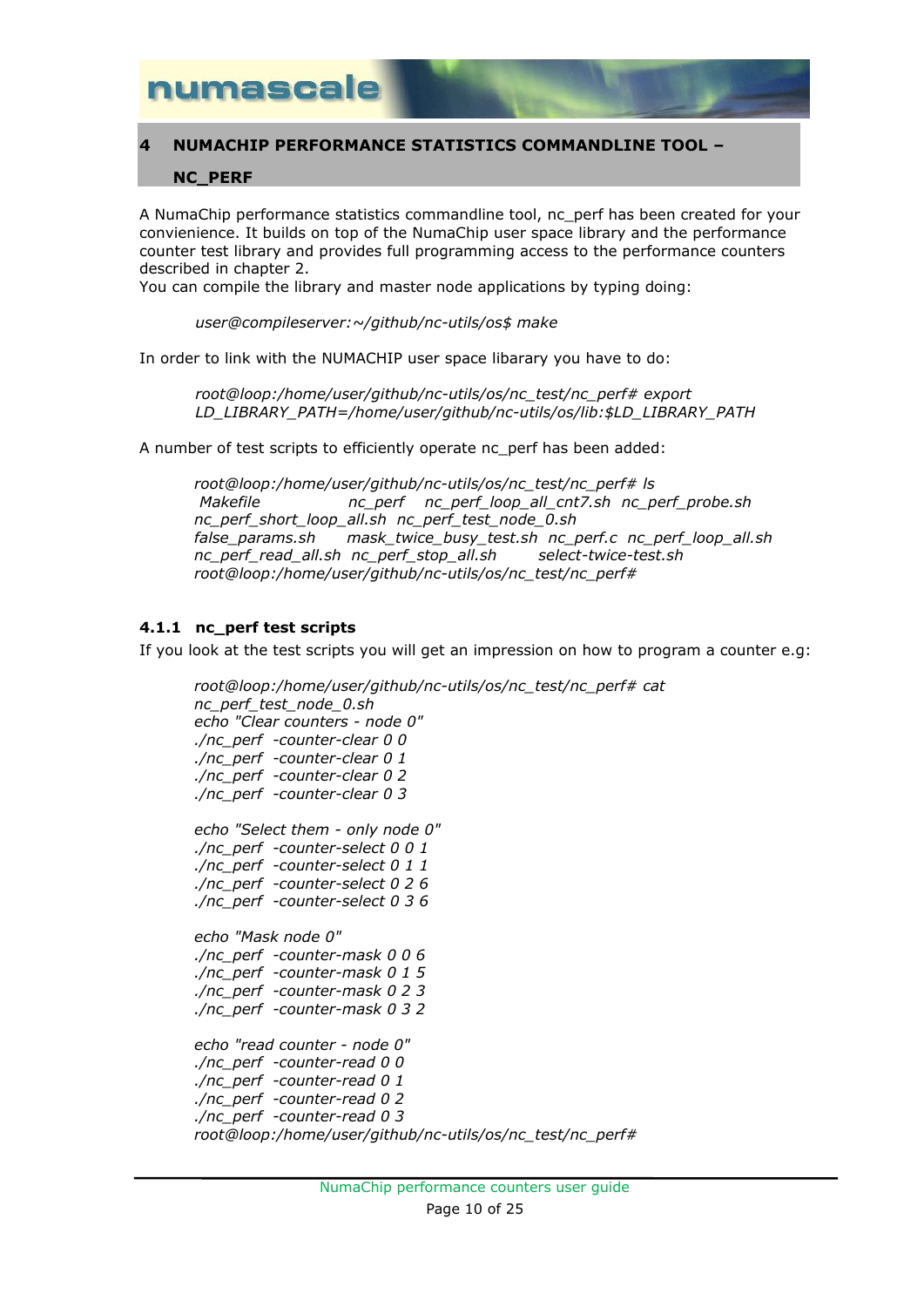# 4 NUMACHIP PERFORMANCE STATISTICS COMMANDLINE TOOL – NC_PERF

A NumaChip performance statistics commandline tool, nc_perf has been created for your convienience. It builds on top of the NumaChip user space library and the performance counter test library and provides full programming access to the performance counters described in chapter 2.
You can compile the library and master node applications by typing doing:

```
user@compileserver:~/github/nc-utils/os$ make
```

In order to link with the NUMACHIP user space libarary you have to do:

```
root@loop:/home/user/github/nc-utils/os/nc_test/nc_perf# export
LD_LIBRARY_PATH=/home/user/github/nc-utils/os/lib:$LD_LIBRARY_PATH
```

A number of test scripts to efficiently operate nc_perf has been added:

```
root@loop:/home/user/github/nc-utils/os/nc_test/nc_perf# ls
 Makefile              nc_perf    nc_perf_loop_all_cnt7.sh  nc_perf_probe.sh
nc_perf_short_loop_all.sh  nc_perf_test_node_0.sh
false_params.sh      mask_twice_busy_test.sh  nc_perf.c  nc_perf_loop_all.sh
nc_perf_read_all.sh  nc_perf_stop_all.sh       select-twice-test.sh
root@loop:/home/user/github/nc-utils/os/nc_test/nc_perf#
```

### 4.1.1 nc_perf test scripts

If you look at the test scripts you will get an impression on how to program a counter e.g:

```
root@loop:/home/user/github/nc-utils/os/nc_test/nc_perf# cat
nc_perf_test_node_0.sh
echo "Clear counters - node 0"
./nc_perf  -counter-clear 0 0
./nc_perf  -counter-clear 0 1
./nc_perf  -counter-clear 0 2
./nc_perf  -counter-clear 0 3

echo "Select them - only node 0"
./nc_perf  -counter-select 0 0 1
./nc_perf  -counter-select 0 1 1
./nc_perf  -counter-select 0 2 6
./nc_perf  -counter-select 0 3 6

echo "Mask node 0"
./nc_perf  -counter-mask 0 0 6
./nc_perf  -counter-mask 0 1 5
./nc_perf  -counter-mask 0 2 3
./nc_perf  -counter-mask 0 3 2

echo "read counter - node 0"
./nc_perf  -counter-read 0 0
./nc_perf  -counter-read 0 1
./nc_perf  -counter-read 0 2
./nc_perf  -counter-read 0 3
root@loop:/home/user/github/nc-utils/os/nc_test/nc_perf#
```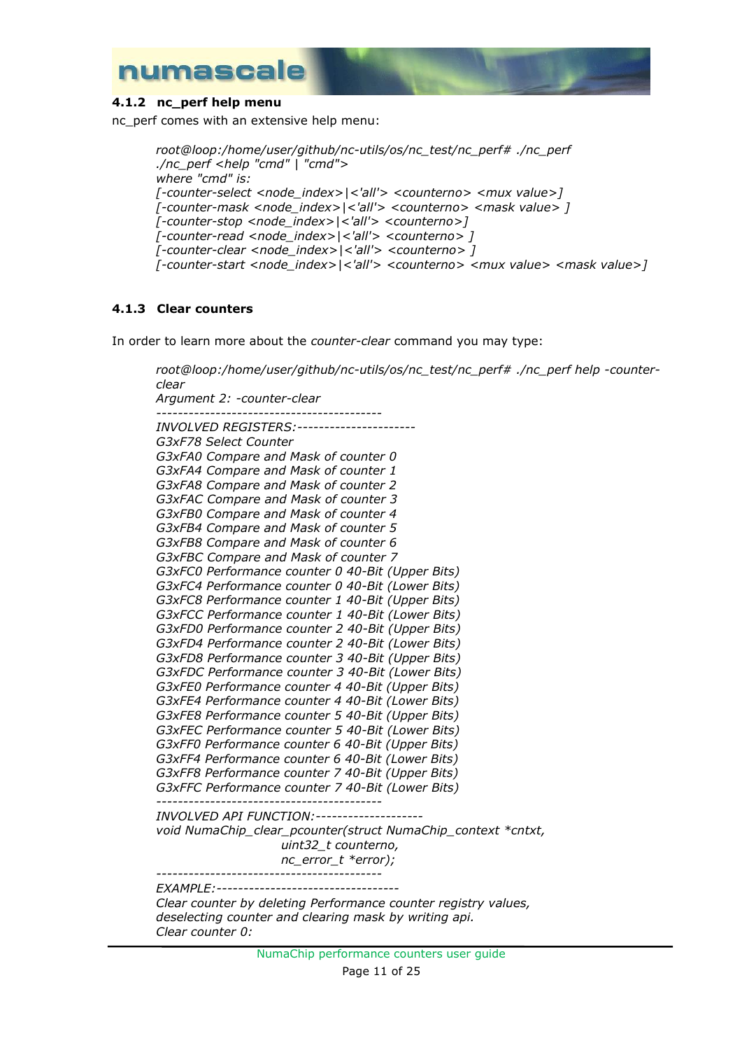### 4.1.2 nc_perf help menu

nc_perf comes with an extensive help menu:

```
root@loop:/home/user/github/nc-utils/os/nc_test/nc_perf# ./nc_perf
./nc_perf <help "cmd" | "cmd">
where "cmd" is:
[-counter-select <node_index>|<'all'> <counterno> <mux value>]
[-counter-mask <node_index>|<'all'> <counterno> <mask value> ]
[-counter-stop <node_index>|<'all'> <counterno>]
[-counter-read <node_index>|<'all'> <counterno> ]
[-counter-clear <node_index>|<'all'> <counterno> ]
[-counter-start <node_index>|<'all'> <counterno> <mux value> <mask value>]
```

### 4.1.3 Clear counters

In order to learn more about the *counter-clear* command you may type:

```
root@loop:/home/user/github/nc-utils/os/nc_test/nc_perf# ./nc_perf help -counter-
clear
Argument 2: -counter-clear
-----------------------------------------
INVOLVED REGISTERS:----------------------
G3xF78 Select Counter
G3xFA0 Compare and Mask of counter 0
G3xFA4 Compare and Mask of counter 1
G3xFA8 Compare and Mask of counter 2
G3xFAC Compare and Mask of counter 3
G3xFB0 Compare and Mask of counter 4
G3xFB4 Compare and Mask of counter 5
G3xFB8 Compare and Mask of counter 6
G3xFBC Compare and Mask of counter 7
G3xFC0 Performance counter 0 40-Bit (Upper Bits)
G3xFC4 Performance counter 0 40-Bit (Lower Bits)
G3xFC8 Performance counter 1 40-Bit (Upper Bits)
G3xFCC Performance counter 1 40-Bit (Lower Bits)
G3xFD0 Performance counter 2 40-Bit (Upper Bits)
G3xFD4 Performance counter 2 40-Bit (Lower Bits)
G3xFD8 Performance counter 3 40-Bit (Upper Bits)
G3xFDC Performance counter 3 40-Bit (Lower Bits)
G3xFE0 Performance counter 4 40-Bit (Upper Bits)
G3xFE4 Performance counter 4 40-Bit (Lower Bits)
G3xFE8 Performance counter 5 40-Bit (Upper Bits)
G3xFEC Performance counter 5 40-Bit (Lower Bits)
G3xFF0 Performance counter 6 40-Bit (Upper Bits)
G3xFF4 Performance counter 6 40-Bit (Lower Bits)
G3xFF8 Performance counter 7 40-Bit (Upper Bits)
G3xFFC Performance counter 7 40-Bit (Lower Bits)
-----------------------------------------
INVOLVED API FUNCTION:--------------------
void NumaChip_clear_pcounter(struct NumaChip_context *cntxt,
                        uint32_t counterno,
                        nc_error_t *error);
-----------------------------------------
EXAMPLE:----------------------------------
Clear counter by deleting Performance counter registry values,
deselecting counter and clearing mask by writing api.
Clear counter 0:
```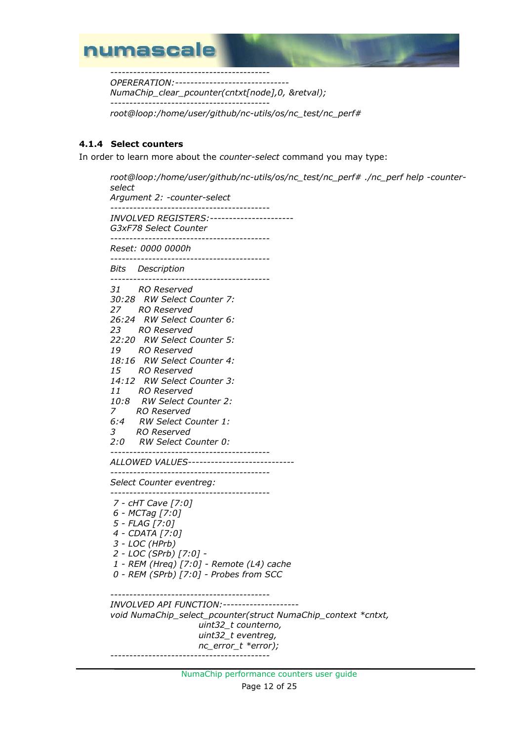```
-----------------------------------------
OPERERATION:------------------------------
NumaChip_clear_pcounter(cntxt[node],0, &retval);
-----------------------------------------
root@loop:/home/user/github/nc-utils/os/nc_test/nc_perf#
```

### 4.1.4 Select counters

In order to learn more about the *counter-select* command you may type:

```
root@loop:/home/user/github/nc-utils/os/nc_test/nc_perf# ./nc_perf help -counter-select
Argument 2: -counter-select
-----------------------------------------
INVOLVED REGISTERS:----------------------
G3xF78 Select Counter
-----------------------------------------
Reset: 0000 0000h
-----------------------------------------
Bits    Description
-----------------------------------------
31      RO Reserved
30:28   RW Select Counter 7:
27      RO Reserved
26:24   RW Select Counter 6:
23      RO Reserved
22:20   RW Select Counter 5:
19      RO Reserved
18:16   RW Select Counter 4:
15      RO Reserved
14:12   RW Select Counter 3:
11      RO Reserved
10:8    RW Select Counter 2:
7       RO Reserved
6:4     RW Select Counter 1:
3       RO Reserved
2:0     RW Select Counter 0:
-----------------------------------------
ALLOWED VALUES----------------------------
-----------------------------------------
Select Counter eventreg:
-----------------------------------------
 7 - cHT Cave [7:0]
 6 - MCTag [7:0]
 5 - FLAG [7:0]
 4 - CDATA [7:0]
 3 - LOC (HPrb)
 2 - LOC (SPrb) [7:0] -
 1 - REM (Hreq) [7:0] - Remote (L4) cache
 0 - REM (SPrb) [7:0] - Probes from SCC

-----------------------------------------
INVOLVED API FUNCTION:--------------------
void NumaChip_select_pcounter(struct NumaChip_context *cntxt,
                              uint32_t counterno,
                              uint32_t eventreg,
                              nc_error_t *error);
-----------------------------------------
```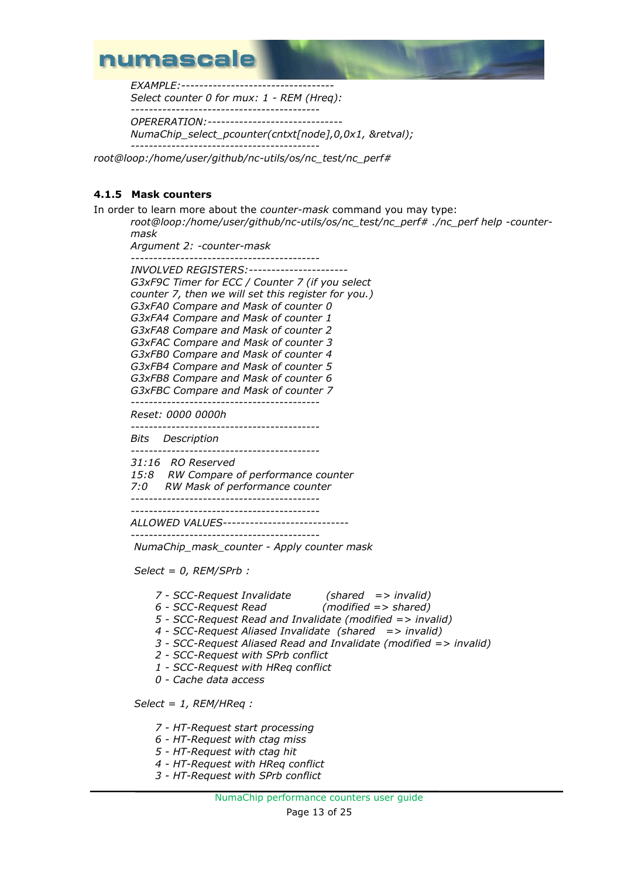```
EXAMPLE:----------------------------------
Select counter 0 for mux: 1 - REM (Hreq):
------------------------------------------
OPERERATION:------------------------------
NumaChip_select_pcounter(cntxt[node],0,0x1, &retval);
------------------------------------------
root@loop:/home/user/github/nc-utils/os/nc_test/nc_perf#
```

### 4.1.5 Mask counters

In order to learn more about the *counter-mask* command you may type:

```
root@loop:/home/user/github/nc-utils/os/nc_test/nc_perf# ./nc_perf help -counter-mask
Argument 2: -counter-mask
------------------------------------------
INVOLVED REGISTERS:----------------------
G3xF9C Timer for ECC / Counter 7 (if you select
counter 7, then we will set this register for you.)
G3xFA0 Compare and Mask of counter 0
G3xFA4 Compare and Mask of counter 1
G3xFA8 Compare and Mask of counter 2
G3xFAC Compare and Mask of counter 3
G3xFB0 Compare and Mask of counter 4
G3xFB4 Compare and Mask of counter 5
G3xFB8 Compare and Mask of counter 6
G3xFBC Compare and Mask of counter 7
------------------------------------------
Reset: 0000 0000h
------------------------------------------
Bits   Description
------------------------------------------
31:16  RO Reserved
15:8   RW Compare of performance counter
7:0    RW Mask of performance counter
------------------------------------------
------------------------------------------
ALLOWED VALUES----------------------------
------------------------------------------
 NumaChip_mask_counter - Apply counter mask

 Select = 0, REM/SPrb :

      7 - SCC-Request Invalidate          (shared   => invalid)
      6 - SCC-Request Read                (modified => shared)
      5 - SCC-Request Read and Invalidate (modified => invalid)
      4 - SCC-Request Aliased Invalidate  (shared   => invalid)
      3 - SCC-Request Aliased Read and Invalidate (modified => invalid)
      2 - SCC-Request with SPrb conflict
      1 - SCC-Request with HReq conflict
      0 - Cache data access

 Select = 1, REM/HReq :

      7 - HT-Request start processing
      6 - HT-Request with ctag miss
      5 - HT-Request with ctag hit
      4 - HT-Request with HReq conflict
      3 - HT-Request with SPrb conflict
```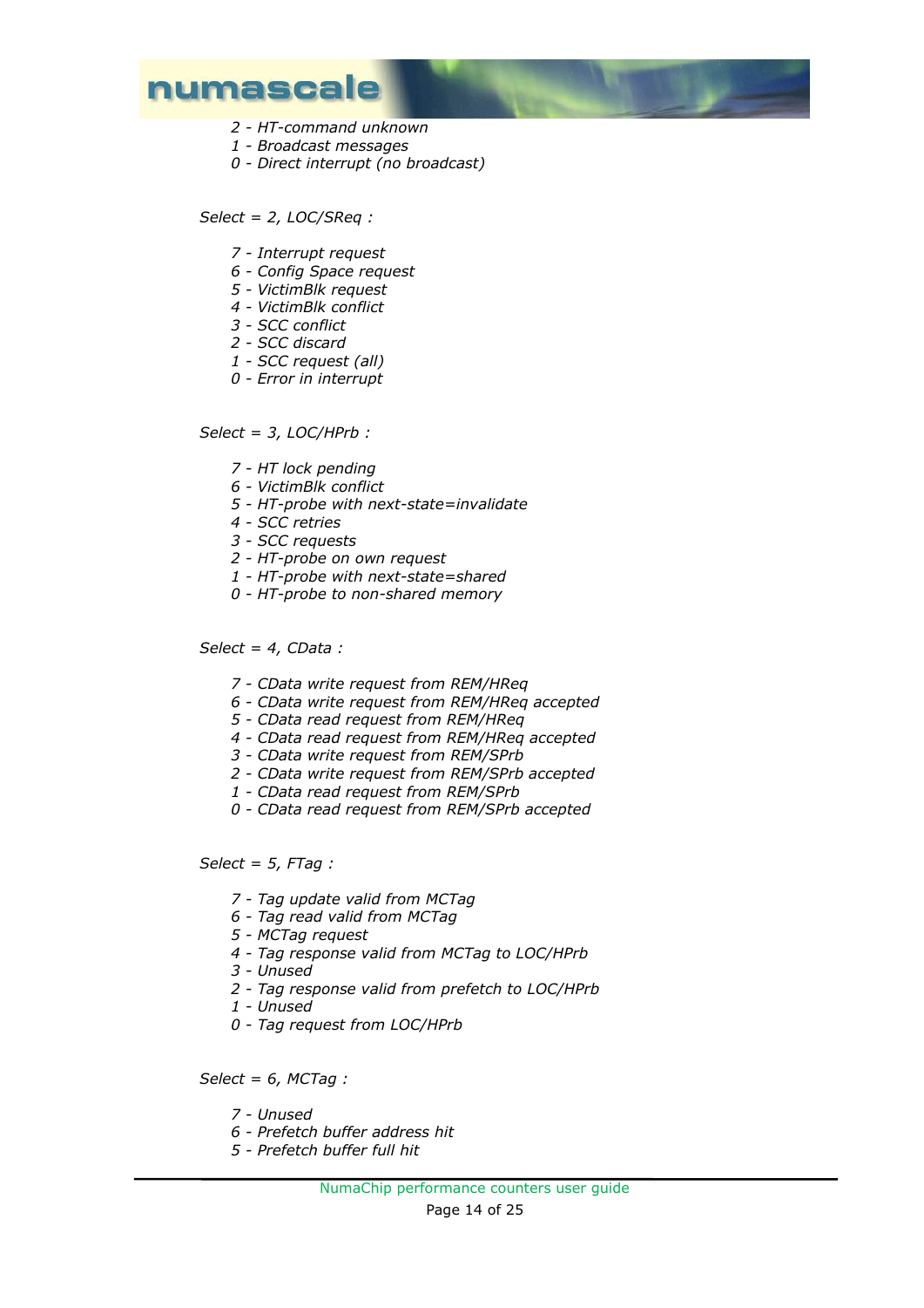*2 - HT-command unknown*
*1 - Broadcast messages*
*0 - Direct interrupt (no broadcast)*

*Select = 2, LOC/SReq :*

*7 - Interrupt request*
*6 - Config Space request*
*5 - VictimBlk request*
*4 - VictimBlk conflict*
*3 - SCC conflict*
*2 - SCC discard*
*1 - SCC request (all)*
*0 - Error in interrupt*

*Select = 3, LOC/HPrb :*

*7 - HT lock pending*
*6 - VictimBlk conflict*
*5 - HT-probe with next-state=invalidate*
*4 - SCC retries*
*3 - SCC requests*
*2 - HT-probe on own request*
*1 - HT-probe with next-state=shared*
*0 - HT-probe to non-shared memory*

*Select = 4, CData :*

*7 - CData write request from REM/HReq*
*6 - CData write request from REM/HReq accepted*
*5 - CData read request from REM/HReq*
*4 - CData read request from REM/HReq accepted*
*3 - CData write request from REM/SPrb*
*2 - CData write request from REM/SPrb accepted*
*1 - CData read request from REM/SPrb*
*0 - CData read request from REM/SPrb accepted*

*Select = 5, FTag :*

*7 - Tag update valid from MCTag*
*6 - Tag read valid from MCTag*
*5 - MCTag request*
*4 - Tag response valid from MCTag to LOC/HPrb*
*3 - Unused*
*2 - Tag response valid from prefetch to LOC/HPrb*
*1 - Unused*
*0 - Tag request from LOC/HPrb*

*Select = 6, MCTag :*

*7 - Unused*
*6 - Prefetch buffer address hit*
*5 - Prefetch buffer full hit*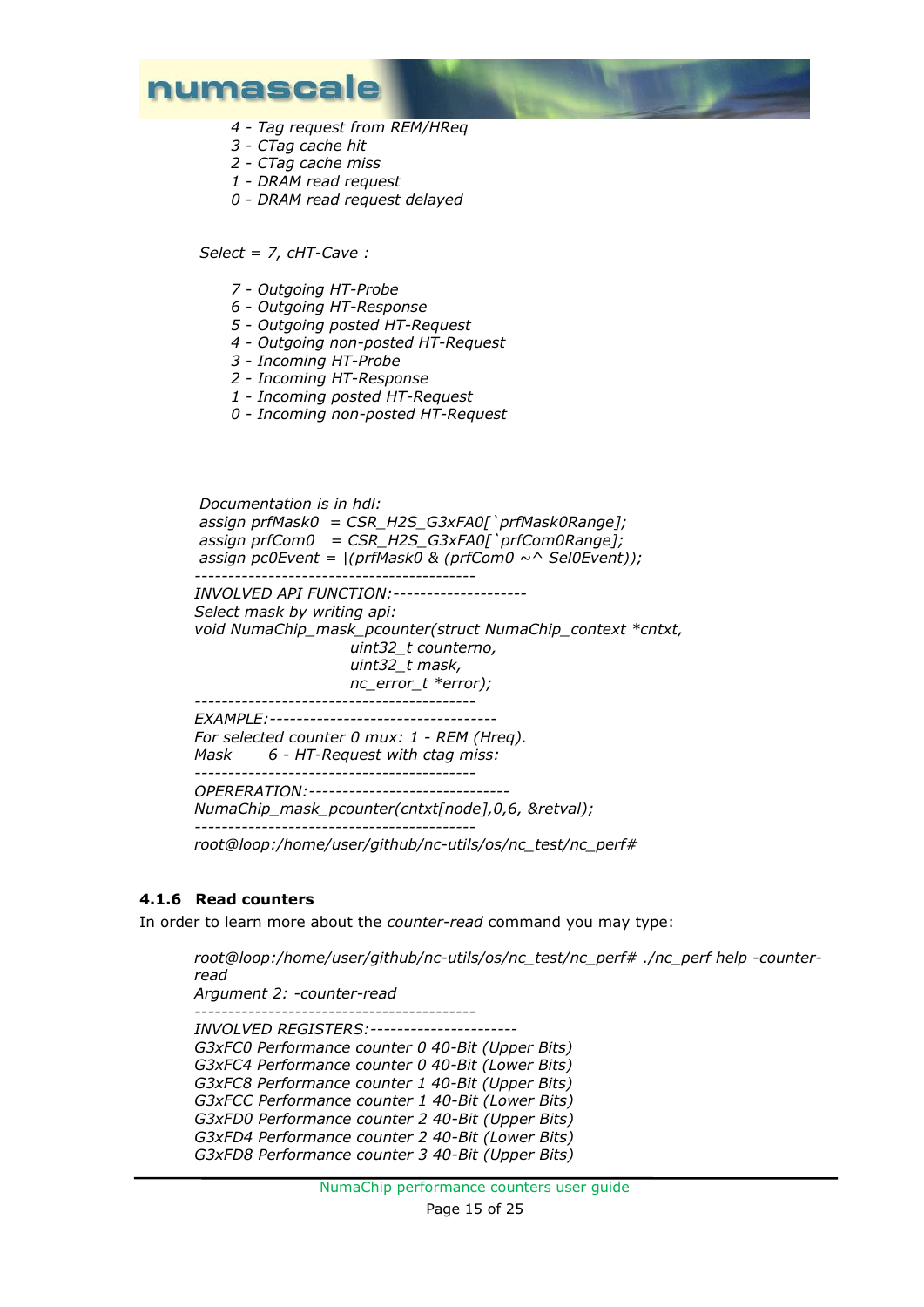*4 - Tag request from REM/HReq*
*3 - CTag cache hit*
*2 - CTag cache miss*
*1 - DRAM read request*
*0 - DRAM read request delayed*

*Select = 7, cHT-Cave :*

*7 - Outgoing HT-Probe*
*6 - Outgoing HT-Response*
*5 - Outgoing posted HT-Request*
*4 - Outgoing non-posted HT-Request*
*3 - Incoming HT-Probe*
*2 - Incoming HT-Response*
*1 - Incoming posted HT-Request*
*0 - Incoming non-posted HT-Request*

```
 Documentation is in hdl:
 assign prfMask0  = CSR_H2S_G3xFA0[`prfMask0Range];
 assign prfCom0   = CSR_H2S_G3xFA0[`prfCom0Range];
 assign pc0Event = |(prfMask0 & (prfCom0 ~^ Sel0Event));
------------------------------------------
INVOLVED API FUNCTION:--------------------
Select mask by writing api:
void NumaChip_mask_pcounter(struct NumaChip_context *cntxt,
                        uint32_t counterno,
                        uint32_t mask,
                        nc_error_t *error);
------------------------------------------
EXAMPLE:----------------------------------
For selected counter 0 mux: 1 - REM (Hreq).
Mask      6 - HT-Request with ctag miss:
------------------------------------------
OPERERATION:------------------------------
NumaChip_mask_pcounter(cntxt[node],0,6, &retval);
------------------------------------------
root@loop:/home/user/github/nc-utils/os/nc_test/nc_perf#
```

### 4.1.6 Read counters

In order to learn more about the *counter-read* command you may type:

```
root@loop:/home/user/github/nc-utils/os/nc_test/nc_perf# ./nc_perf help -counter-read
Argument 2: -counter-read
------------------------------------------
INVOLVED REGISTERS:----------------------
G3xFC0 Performance counter 0 40-Bit (Upper Bits)
G3xFC4 Performance counter 0 40-Bit (Lower Bits)
G3xFC8 Performance counter 1 40-Bit (Upper Bits)
G3xFCC Performance counter 1 40-Bit (Lower Bits)
G3xFD0 Performance counter 2 40-Bit (Upper Bits)
G3xFD4 Performance counter 2 40-Bit (Lower Bits)
G3xFD8 Performance counter 3 40-Bit (Upper Bits)
```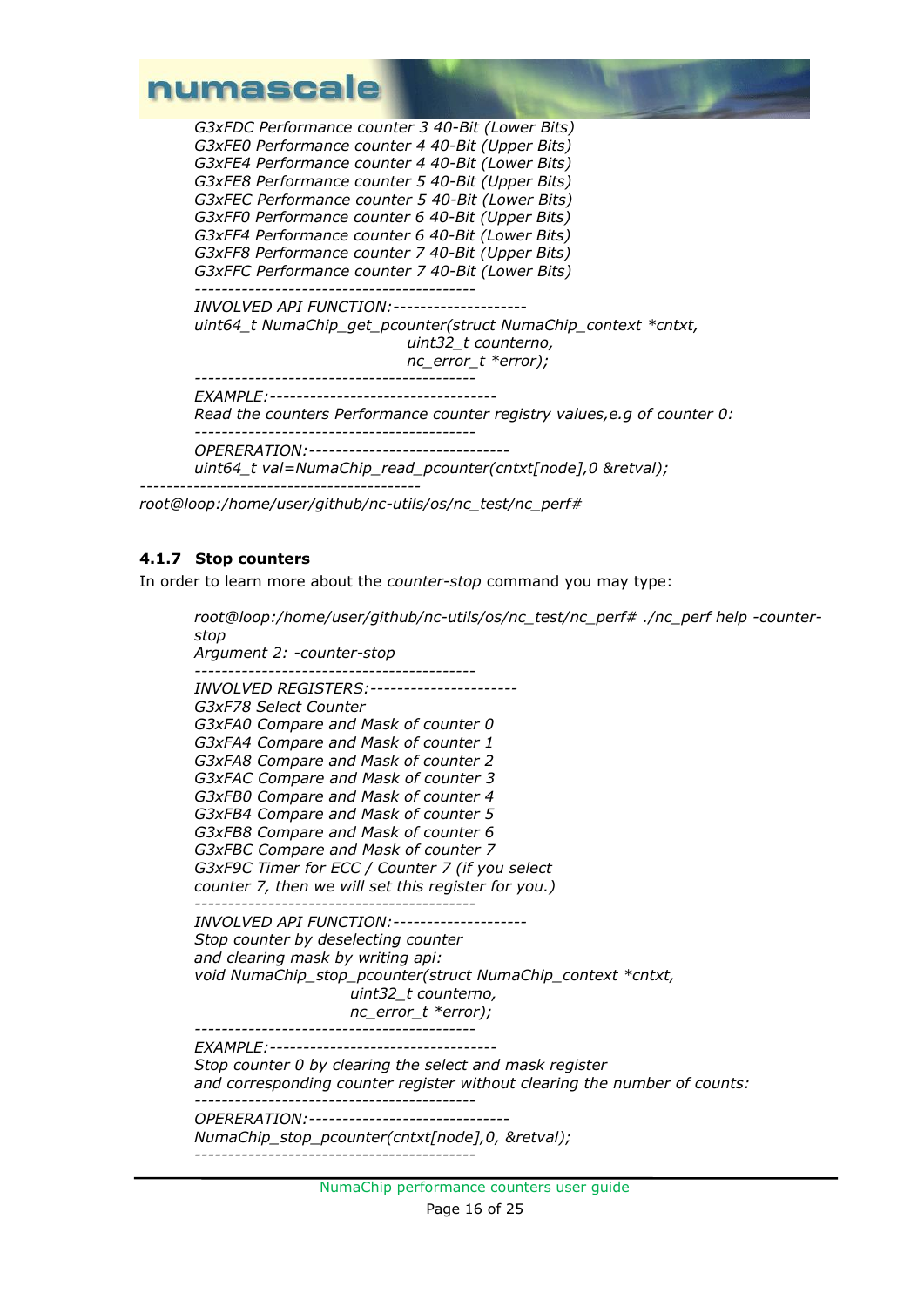```
G3xFDC Performance counter 3 40-Bit (Lower Bits)
G3xFE0 Performance counter 4 40-Bit (Upper Bits)
G3xFE4 Performance counter 4 40-Bit (Lower Bits)
G3xFE8 Performance counter 5 40-Bit (Upper Bits)
G3xFEC Performance counter 5 40-Bit (Lower Bits)
G3xFF0 Performance counter 6 40-Bit (Upper Bits)
G3xFF4 Performance counter 6 40-Bit (Lower Bits)
G3xFF8 Performance counter 7 40-Bit (Upper Bits)
G3xFFC Performance counter 7 40-Bit (Lower Bits)
-----------------------------------------
INVOLVED API FUNCTION:--------------------
uint64_t NumaChip_get_pcounter(struct NumaChip_context *cntxt,
                               uint32_t counterno,
                               nc_error_t *error);
-----------------------------------------
EXAMPLE:---------------------------------
Read the counters Performance counter registry values,e.g of counter 0:
-----------------------------------------
OPERERATION:------------------------------
uint64_t val=NumaChip_read_pcounter(cntxt[node],0 &retval);
-----------------------------------------
root@loop:/home/user/github/nc-utils/os/nc_test/nc_perf#
```

### 4.1.7 Stop counters

In order to learn more about the *counter-stop* command you may type:

```
root@loop:/home/user/github/nc-utils/os/nc_test/nc_perf# ./nc_perf help -counter-stop
Argument 2: -counter-stop
-----------------------------------------
INVOLVED REGISTERS:----------------------
G3xF78 Select Counter
G3xFA0 Compare and Mask of counter 0
G3xFA4 Compare and Mask of counter 1
G3xFA8 Compare and Mask of counter 2
G3xFAC Compare and Mask of counter 3
G3xFB0 Compare and Mask of counter 4
G3xFB4 Compare and Mask of counter 5
G3xFB8 Compare and Mask of counter 6
G3xFBC Compare and Mask of counter 7
G3xF9C Timer for ECC / Counter 7 (if you select
counter 7, then we will set this register for you.)
-----------------------------------------
INVOLVED API FUNCTION:--------------------
Stop counter by deselecting counter
and clearing mask by writing api:
void NumaChip_stop_pcounter(struct NumaChip_context *cntxt,
                            uint32_t counterno,
                            nc_error_t *error);
-----------------------------------------
EXAMPLE:---------------------------------
Stop counter 0 by clearing the select and mask register
and corresponding counter register without clearing the number of counts:
-----------------------------------------
OPERERATION:------------------------------
NumaChip_stop_pcounter(cntxt[node],0, &retval);
-----------------------------------------
```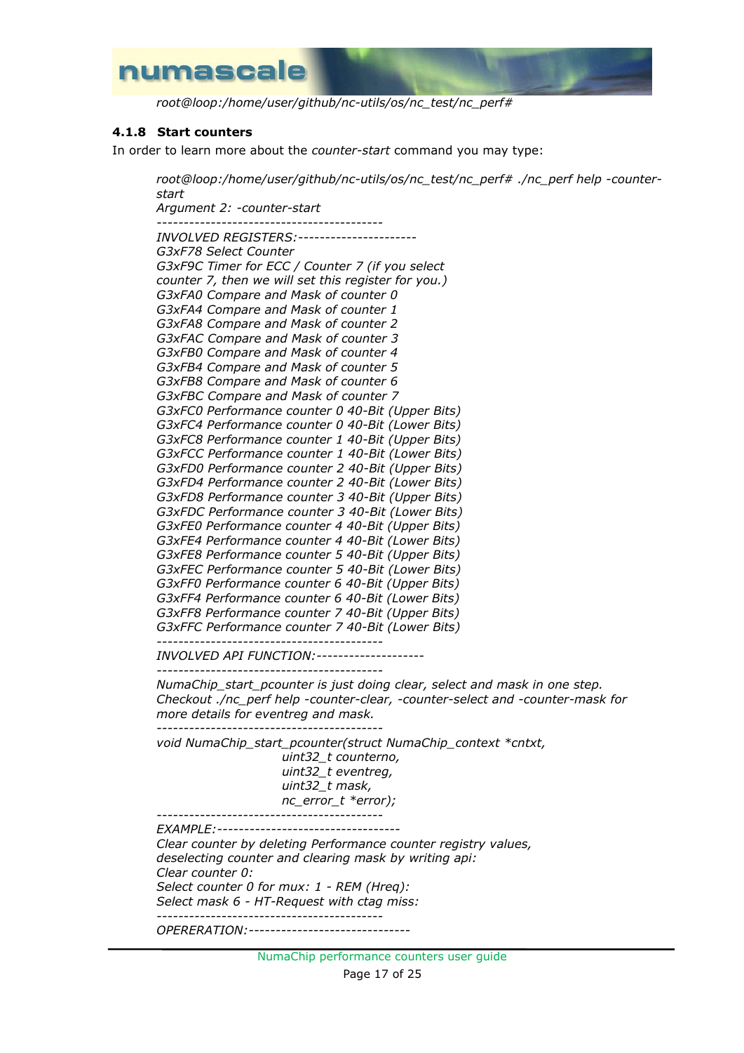*root@loop:/home/user/github/nc-utils/os/nc_test/nc_perf#*

### 4.1.8 Start counters

In order to learn more about the *counter-start* command you may type:

```
root@loop:/home/user/github/nc-utils/os/nc_test/nc_perf# ./nc_perf help -counter-start
Argument 2: -counter-start
------------------------------------------
INVOLVED REGISTERS:----------------------
G3xF78 Select Counter
G3xF9C Timer for ECC / Counter 7 (if you select
counter 7, then we will set this register for you.)
G3xFA0 Compare and Mask of counter 0
G3xFA4 Compare and Mask of counter 1
G3xFA8 Compare and Mask of counter 2
G3xFAC Compare and Mask of counter 3
G3xFB0 Compare and Mask of counter 4
G3xFB4 Compare and Mask of counter 5
G3xFB8 Compare and Mask of counter 6
G3xFBC Compare and Mask of counter 7
G3xFC0 Performance counter 0 40-Bit (Upper Bits)
G3xFC4 Performance counter 0 40-Bit (Lower Bits)
G3xFC8 Performance counter 1 40-Bit (Upper Bits)
G3xFCC Performance counter 1 40-Bit (Lower Bits)
G3xFD0 Performance counter 2 40-Bit (Upper Bits)
G3xFD4 Performance counter 2 40-Bit (Lower Bits)
G3xFD8 Performance counter 3 40-Bit (Upper Bits)
G3xFDC Performance counter 3 40-Bit (Lower Bits)
G3xFE0 Performance counter 4 40-Bit (Upper Bits)
G3xFE4 Performance counter 4 40-Bit (Lower Bits)
G3xFE8 Performance counter 5 40-Bit (Upper Bits)
G3xFEC Performance counter 5 40-Bit (Lower Bits)
G3xFF0 Performance counter 6 40-Bit (Upper Bits)
G3xFF4 Performance counter 6 40-Bit (Lower Bits)
G3xFF8 Performance counter 7 40-Bit (Upper Bits)
G3xFFC Performance counter 7 40-Bit (Lower Bits)
------------------------------------------
INVOLVED API FUNCTION:--------------------
------------------------------------------
NumaChip_start_pcounter is just doing clear, select and mask in one step.
Checkout ./nc_perf help -counter-clear, -counter-select and -counter-mask for
more details for eventreg and mask.
------------------------------------------
void NumaChip_start_pcounter(struct NumaChip_context *cntxt,
                        uint32_t counterno,
                        uint32_t eventreg,
                        uint32_t mask,
                        nc_error_t *error);
------------------------------------------
EXAMPLE:----------------------------------
Clear counter by deleting Performance counter registry values,
deselecting counter and clearing mask by writing api:
Clear counter 0:
Select counter 0 for mux: 1 - REM (Hreq):
Select mask 6 - HT-Request with ctag miss:
------------------------------------------
OPERERATION:------------------------------
```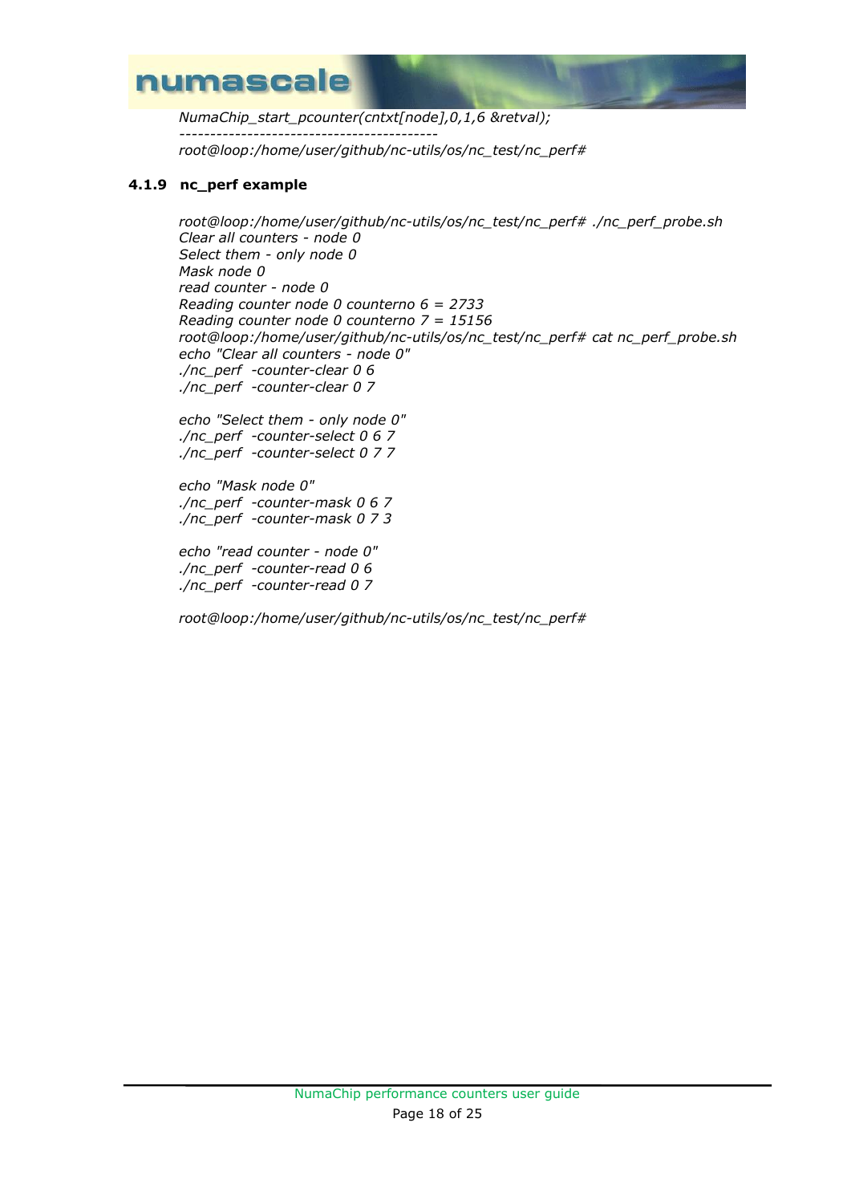```
NumaChip_start_pcounter(cntxt[node],0,1,6 &retval);
-------------------------------------------
root@loop:/home/user/github/nc-utils/os/nc_test/nc_perf#
```

### 4.1.9 nc_perf example

```
root@loop:/home/user/github/nc-utils/os/nc_test/nc_perf# ./nc_perf_probe.sh
Clear all counters - node 0
Select them - only node 0
Mask node 0
read counter - node 0
Reading counter node 0 counterno 6 = 2733
Reading counter node 0 counterno 7 = 15156
root@loop:/home/user/github/nc-utils/os/nc_test/nc_perf# cat nc_perf_probe.sh
echo "Clear all counters - node 0"
./nc_perf  -counter-clear 0 6
./nc_perf  -counter-clear 0 7

echo "Select them - only node 0"
./nc_perf  -counter-select 0 6 7
./nc_perf  -counter-select 0 7 7

echo "Mask node 0"
./nc_perf  -counter-mask 0 6 7
./nc_perf  -counter-mask 0 7 3

echo "read counter - node 0"
./nc_perf  -counter-read 0 6
./nc_perf  -counter-read 0 7

root@loop:/home/user/github/nc-utils/os/nc_test/nc_perf#
```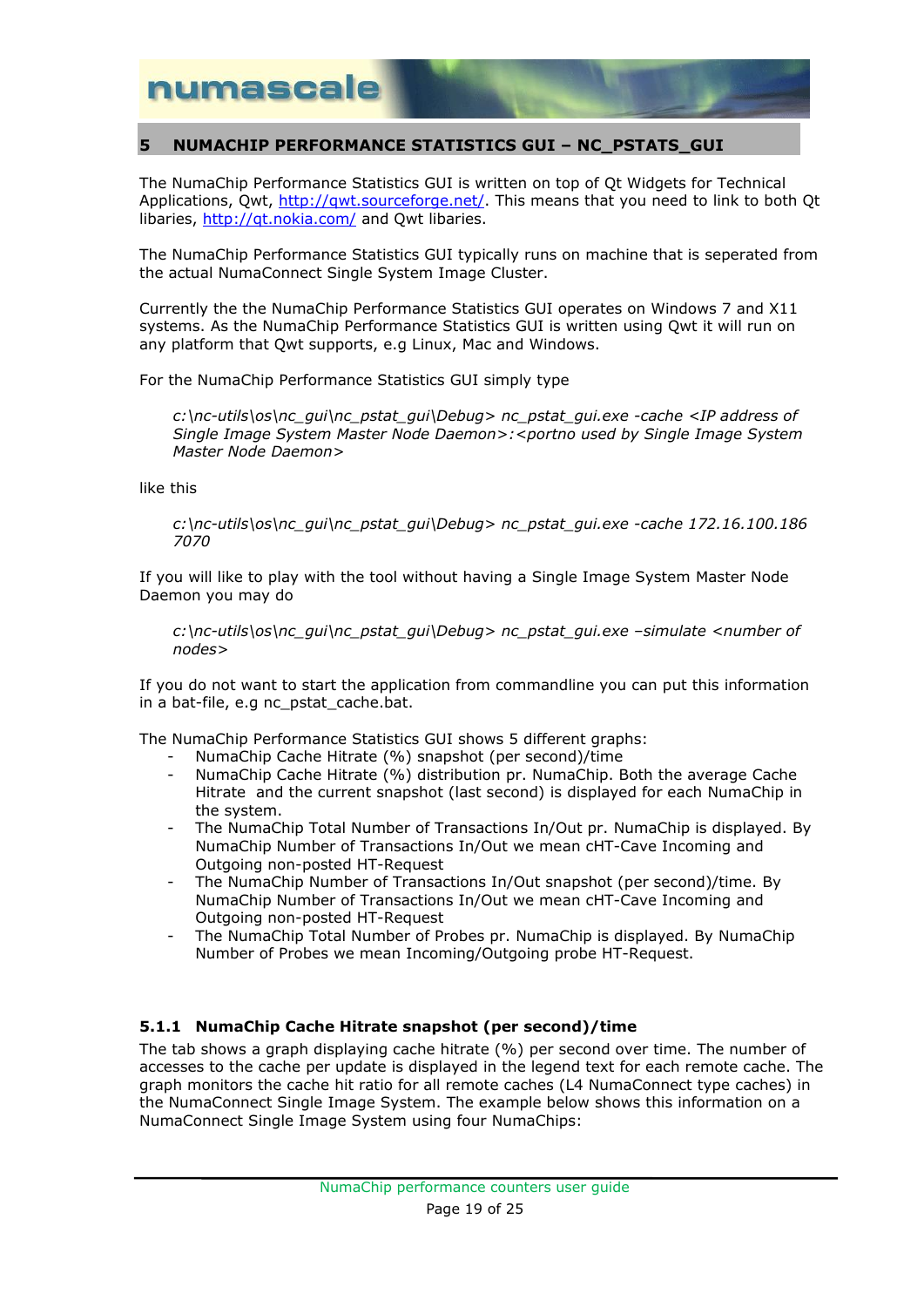## 5 NUMACHIP PERFORMANCE STATISTICS GUI – NC_PSTATS_GUI

The NumaChip Performance Statistics GUI is written on top of Qt Widgets for Technical Applications, Qwt, [http://qwt.sourceforge.net/](http://qwt.sourceforge.net/). This means that you need to link to both Qt libaries, [http://qt.nokia.com/](http://qt.nokia.com/) and Qwt libaries.

The NumaChip Performance Statistics GUI typically runs on machine that is seperated from the actual NumaConnect Single System Image Cluster.

Currently the the NumaChip Performance Statistics GUI operates on Windows 7 and X11 systems. As the NumaChip Performance Statistics GUI is written using Qwt it will run on any platform that Qwt supports, e.g Linux, Mac and Windows.

For the NumaChip Performance Statistics GUI simply type

> *c:\nc-utils\os\nc_gui\nc_pstat_gui\Debug> nc_pstat_gui.exe -cache <IP address of Single Image System Master Node Daemon>:<portno used by Single Image System Master Node Daemon>*

like this

> *c:\nc-utils\os\nc_gui\nc_pstat_gui\Debug> nc_pstat_gui.exe -cache 172.16.100.186 7070*

If you will like to play with the tool without having a Single Image System Master Node Daemon you may do

> *c:\nc-utils\os\nc_gui\nc_pstat_gui\Debug> nc_pstat_gui.exe –simulate <number of nodes>*

If you do not want to start the application from commandline you can put this information in a bat-file, e.g nc_pstat_cache.bat.

The NumaChip Performance Statistics GUI shows 5 different graphs:

- NumaChip Cache Hitrate (%) snapshot (per second)/time
- NumaChip Cache Hitrate (%) distribution pr. NumaChip. Both the average Cache Hitrate and the current snapshot (last second) is displayed for each NumaChip in the system.
- The NumaChip Total Number of Transactions In/Out pr. NumaChip is displayed. By NumaChip Number of Transactions In/Out we mean cHT-Cave Incoming and Outgoing non-posted HT-Request
- The NumaChip Number of Transactions In/Out snapshot (per second)/time. By NumaChip Number of Transactions In/Out we mean cHT-Cave Incoming and Outgoing non-posted HT-Request
- The NumaChip Total Number of Probes pr. NumaChip is displayed. By NumaChip Number of Probes we mean Incoming/Outgoing probe HT-Request.

### 5.1.1 NumaChip Cache Hitrate snapshot (per second)/time

The tab shows a graph displaying cache hitrate (%) per second over time. The number of accesses to the cache per update is displayed in the legend text for each remote cache. The graph monitors the cache hit ratio for all remote caches (L4 NumaConnect type caches) in the NumaConnect Single Image System. The example below shows this information on a NumaConnect Single Image System using four NumaChips: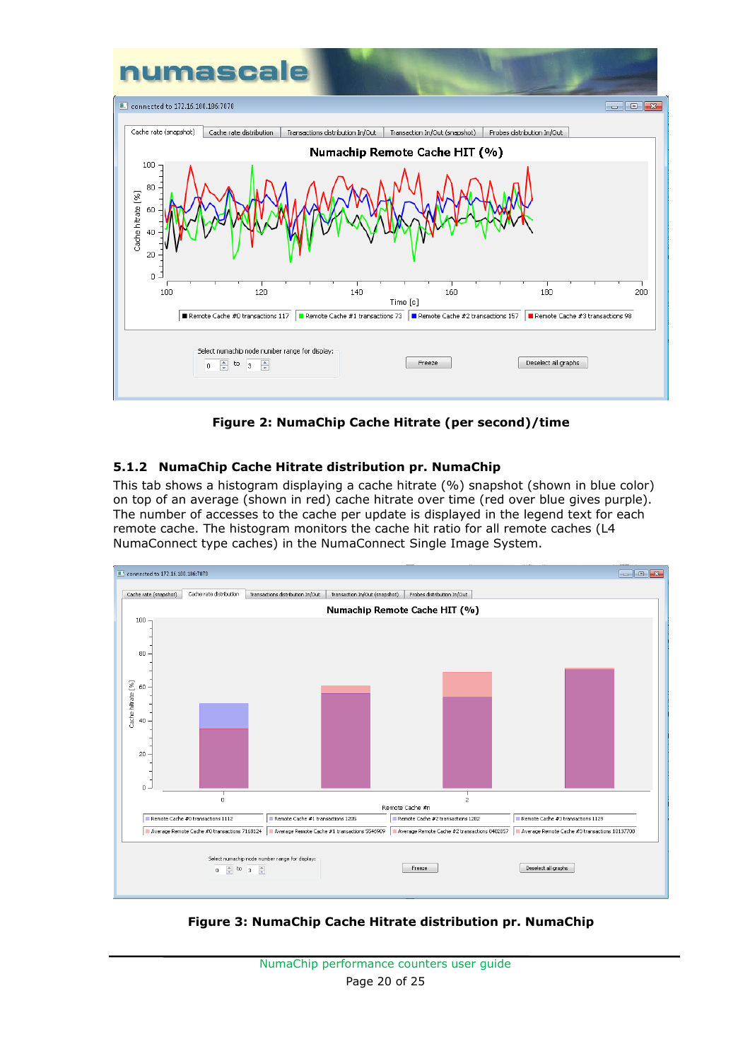**Figure 2: NumaChip Cache Hitrate (per second)/time**

### 5.1.2 NumaChip Cache Hitrate distribution pr. NumaChip

This tab shows a histogram displaying a cache hitrate (%) snapshot (shown in blue color) on top of an average (shown in red) cache hitrate over time (red over blue gives purple). The number of accesses to the cache per update is displayed in the legend text for each remote cache. The histogram monitors the cache hit ratio for all remote caches (L4 NumaConnect type caches) in the NumaConnect Single Image System.

**Figure 3: NumaChip Cache Hitrate distribution pr. NumaChip**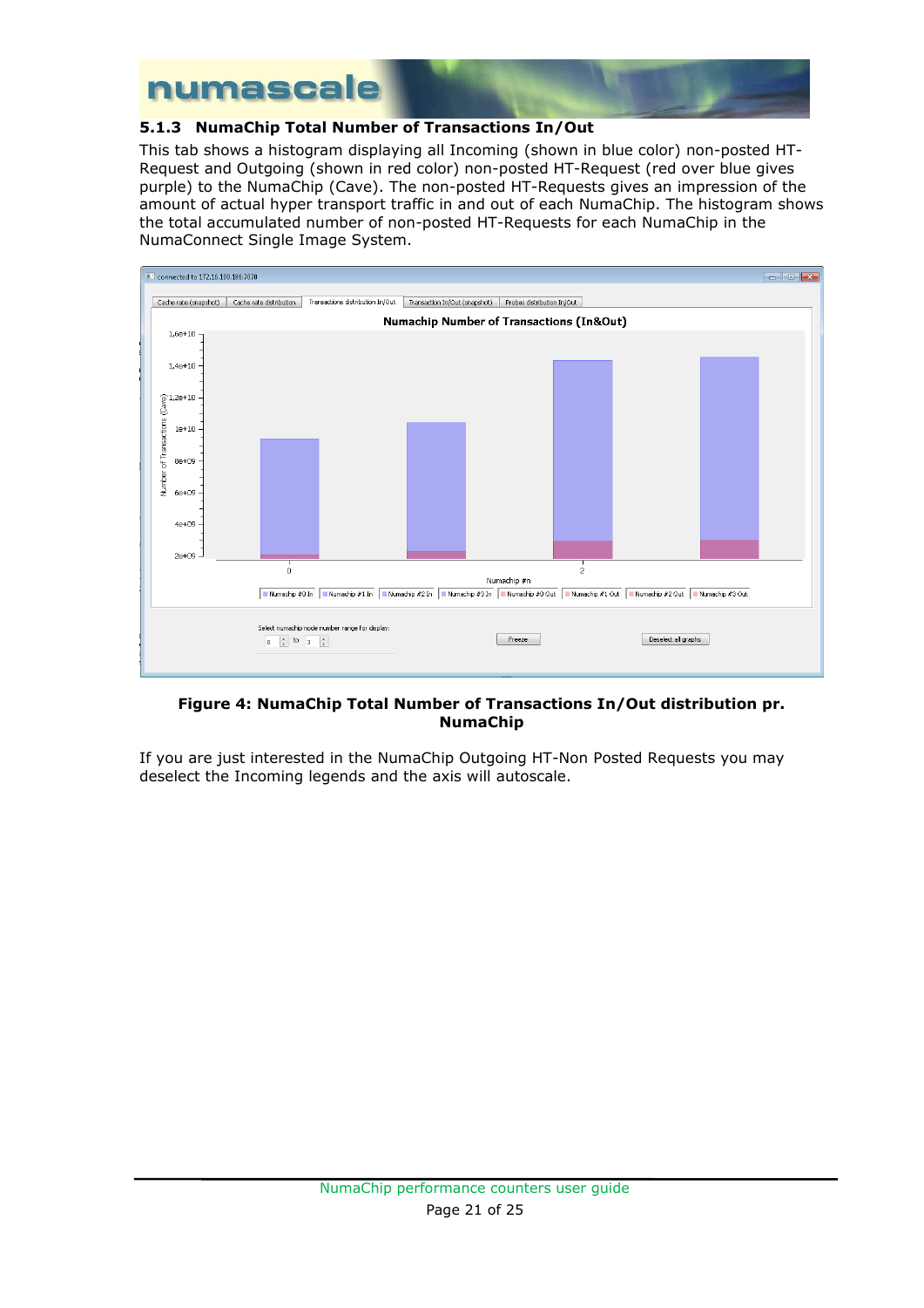### 5.1.3 NumaChip Total Number of Transactions In/Out

This tab shows a histogram displaying all Incoming (shown in blue color) non-posted HT-Request and Outgoing (shown in red color) non-posted HT-Request (red over blue gives purple) to the NumaChip (Cave). The non-posted HT-Requests gives an impression of the amount of actual hyper transport traffic in and out of each NumaChip. The histogram shows the total accumulated number of non-posted HT-Requests for each NumaChip in the NumaConnect Single Image System.

**Figure 4: NumaChip Total Number of Transactions In/Out distribution pr. NumaChip**

If you are just interested in the NumaChip Outgoing HT-Non Posted Requests you may deselect the Incoming legends and the axis will autoscale.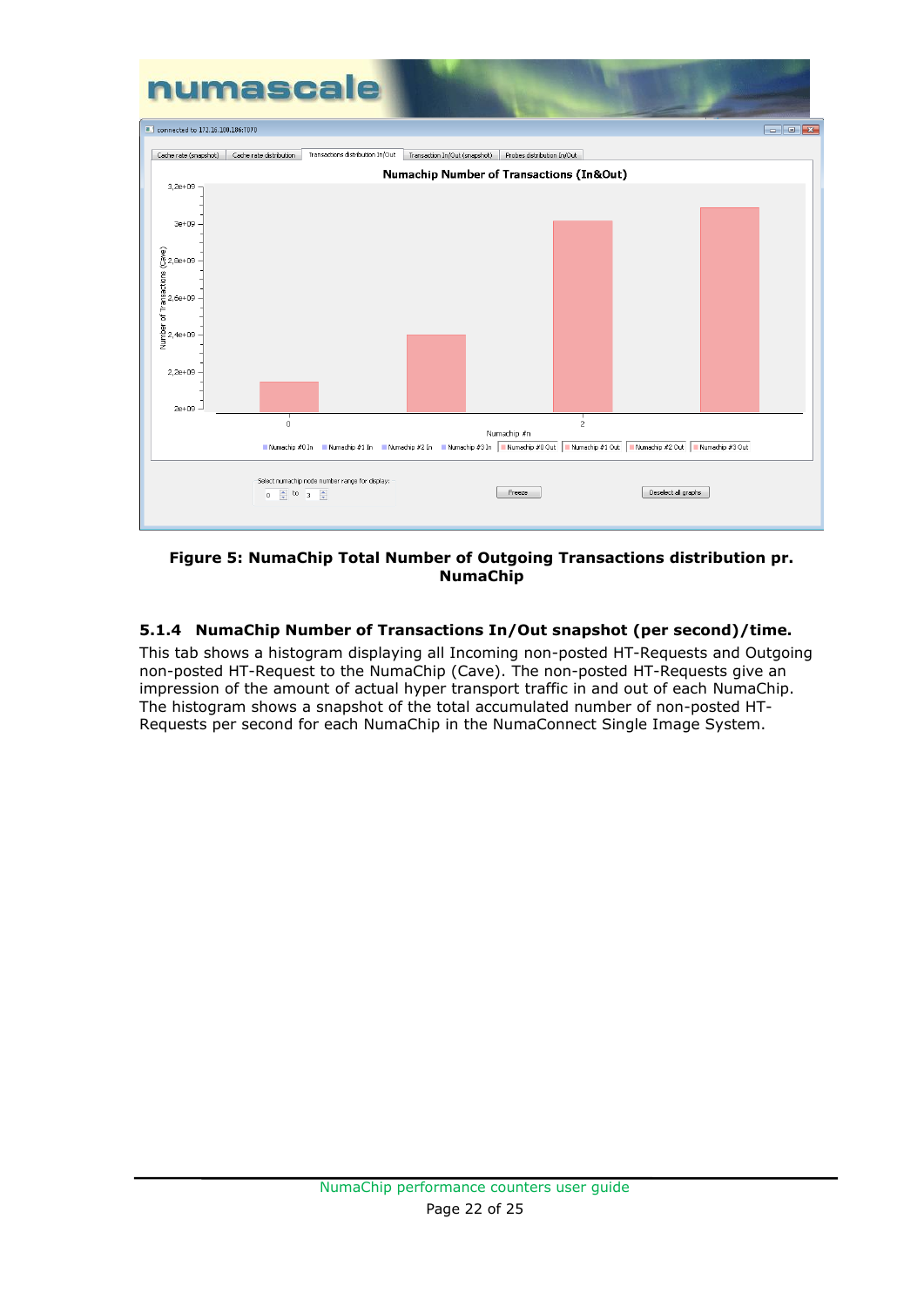**Figure 5: NumaChip Total Number of Outgoing Transactions distribution pr. NumaChip**

### 5.1.4 NumaChip Number of Transactions In/Out snapshot (per second)/time.

This tab shows a histogram displaying all Incoming non-posted HT-Requests and Outgoing non-posted HT-Request to the NumaChip (Cave). The non-posted HT-Requests give an impression of the amount of actual hyper transport traffic in and out of each NumaChip. The histogram shows a snapshot of the total accumulated number of non-posted HT-Requests per second for each NumaChip in the NumaConnect Single Image System.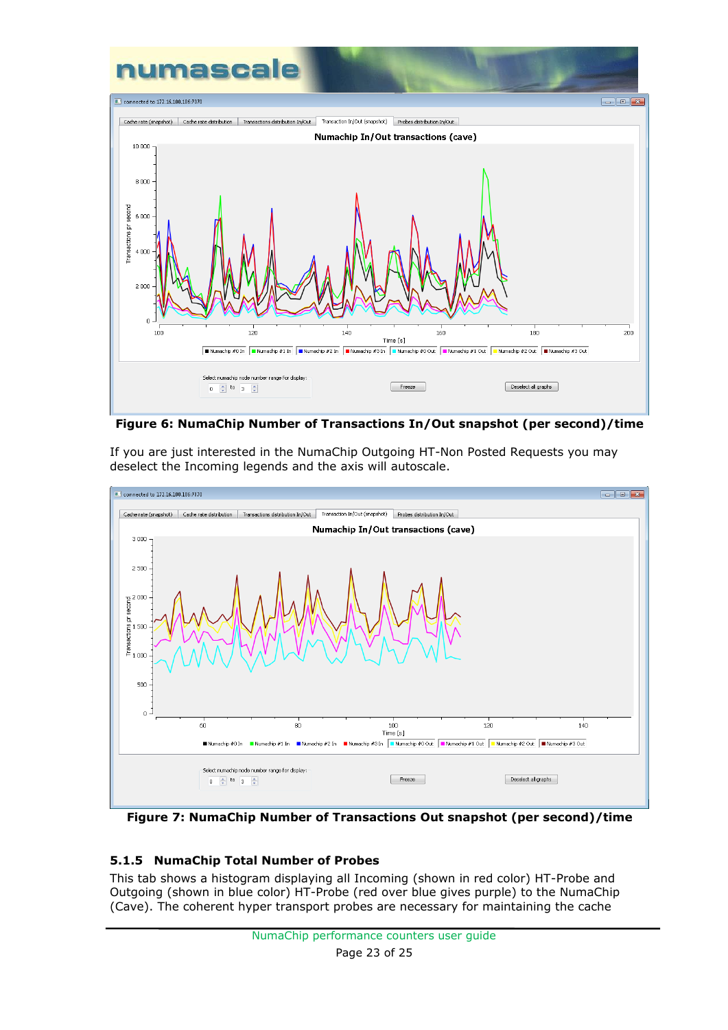**Figure 6: NumaChip Number of Transactions In/Out snapshot (per second)/time**

If you are just interested in the NumaChip Outgoing HT-Non Posted Requests you may deselect the Incoming legends and the axis will autoscale.

**Figure 7: NumaChip Number of Transactions Out snapshot (per second)/time**

### 5.1.5 NumaChip Total Number of Probes

This tab shows a histogram displaying all Incoming (shown in red color) HT-Probe and Outgoing (shown in blue color) HT-Probe (red over blue gives purple) to the NumaChip (Cave). The coherent hyper transport probes are necessary for maintaining the cache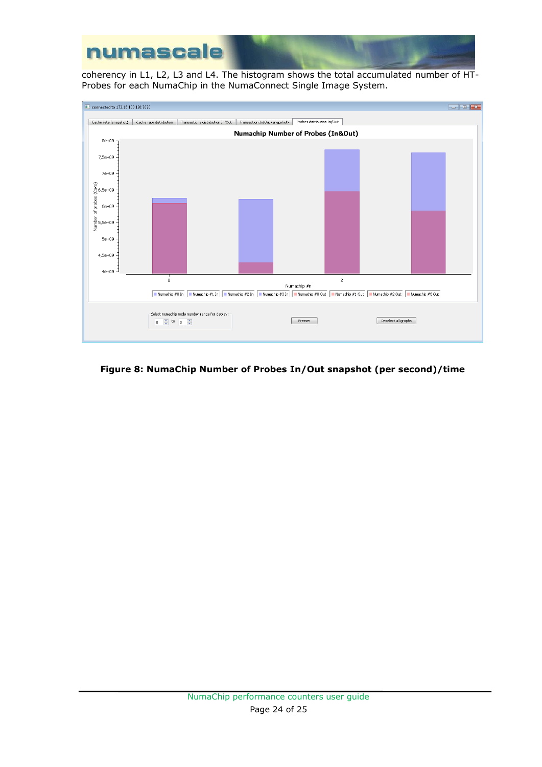coherency in L1, L2, L3 and L4. The histogram shows the total accumulated number of HT-Probes for each NumaChip in the NumaConnect Single Image System.

**Figure 8: NumaChip Number of Probes In/Out snapshot (per second)/time**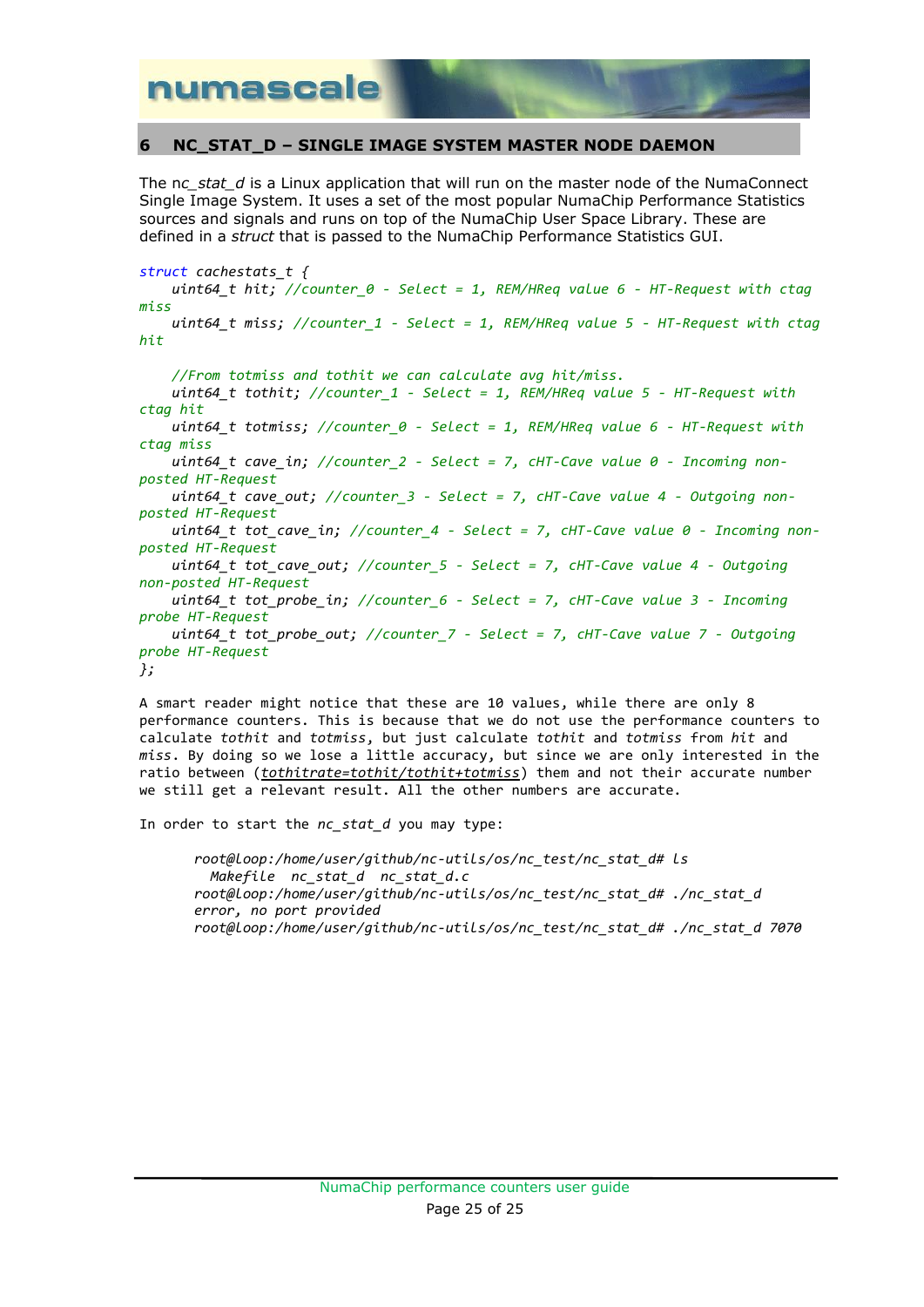## 6 NC_STAT_D – SINGLE IMAGE SYSTEM MASTER NODE DAEMON

The nc_*stat_d* is a Linux application that will run on the master node of the NumaConnect Single Image System. It uses a set of the most popular NumaChip Performance Statistics sources and signals and runs on top of the NumaChip User Space Library. These are defined in a *struct* that is passed to the NumaChip Performance Statistics GUI.

```
struct cachestats_t {
    uint64_t hit; //counter_0 - Select = 1, REM/HReq value 6 - HT-Request with ctag miss
    uint64_t miss; //counter_1 - Select = 1, REM/HReq value 5 - HT-Request with ctag hit

    //From totmiss and tothit we can calculate avg hit/miss.
    uint64_t tothit; //counter_1 - Select = 1, REM/HReq value 5 - HT-Request with ctag hit
    uint64_t totmiss; //counter_0 - Select = 1, REM/HReq value 6 - HT-Request with ctag miss
    uint64_t cave_in; //counter_2 - Select = 7, cHT-Cave value 0 - Incoming non-posted HT-Request
    uint64_t cave_out; //counter_3 - Select = 7, cHT-Cave value 4 - Outgoing non-posted HT-Request
    uint64_t tot_cave_in; //counter_4 - Select = 7, cHT-Cave value 0 - Incoming non-posted HT-Request
    uint64_t tot_cave_out; //counter_5 - Select = 7, cHT-Cave value 4 - Outgoing non-posted HT-Request
    uint64_t tot_probe_in; //counter_6 - Select = 7, cHT-Cave value 3 - Incoming probe HT-Request
    uint64_t tot_probe_out; //counter_7 - Select = 7, cHT-Cave value 7 - Outgoing probe HT-Request
};
```

A smart reader might notice that these are 10 values, while there are only 8 performance counters. This is because that we do not use the performance counters to calculate *tothit* and *totmiss*, but just calculate *tothit* and *totmiss* from *hit* and *miss*. By doing so we lose a little accuracy, but since we are only interested in the ratio between (tothitrate=tothit/tothit+totmiss) them and not their accurate number we still get a relevant result. All the other numbers are accurate.

In order to start the *nc_stat_d* you may type:

```
root@Loop:/home/user/github/nc-utils/os/nc_test/nc_stat_d# ls
  Makefile  nc_stat_d  nc_stat_d.c
root@Loop:/home/user/github/nc-utils/os/nc_test/nc_stat_d# ./nc_stat_d
error, no port provided
root@Loop:/home/user/github/nc-utils/os/nc_test/nc_stat_d# ./nc_stat_d 7070
```